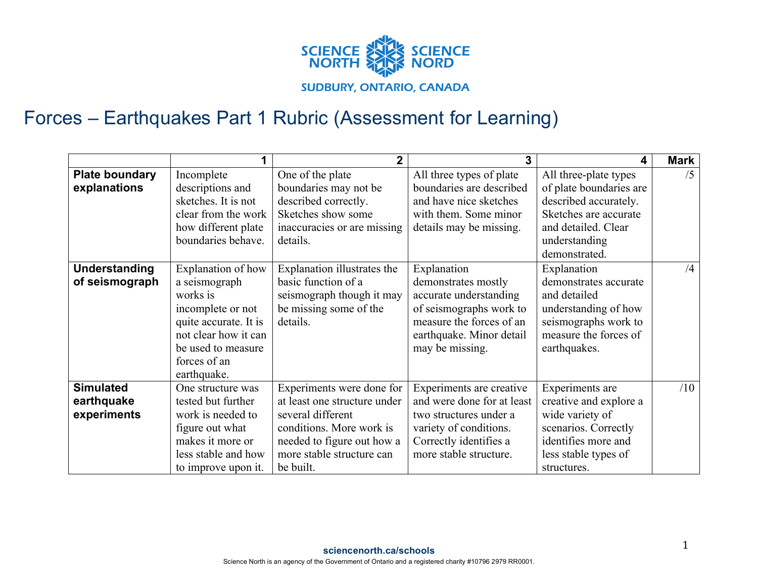# Forces – Earthquakes Part 1 Rubric (Assessment for Learning)

| | 1 | 2 | 3 | 4 | Mark |
|---|---|---|---|---|---|
| **Plate boundary explanations** | Incomplete descriptions and sketches. It is not clear from the work how different plate boundaries behave. | One of the plate boundaries may not be described correctly. Sketches show some inaccuracies or are missing details. | All three types of plate boundaries are described and have nice sketches with them. Some minor details may be missing. | All three-plate types of plate boundaries are described accurately. Sketches are accurate and detailed. Clear understanding demonstrated. | /5 |
| **Understanding of seismograph** | Explanation of how a seismograph works is incomplete or not quite accurate. It is not clear how it can be used to measure forces of an earthquake. | Explanation illustrates the basic function of a seismograph though it may be missing some of the details. | Explanation demonstrates mostly accurate understanding of seismographs work to measure the forces of an earthquake. Minor detail may be missing. | Explanation demonstrates accurate and detailed understanding of how seismographs work to measure the forces of earthquakes. | /4 |
| **Simulated earthquake experiments** | One structure was tested but further work is needed to figure out what makes it more or less stable and how to improve upon it. | Experiments were done for at least one structure under several different conditions. More work is needed to figure out how a more stable structure can be built. | Experiments are creative and were done for at least two structures under a variety of conditions. Correctly identifies a more stable structure. | Experiments are creative and explore a wide variety of scenarios. Correctly identifies more and less stable types of structures. | /10 |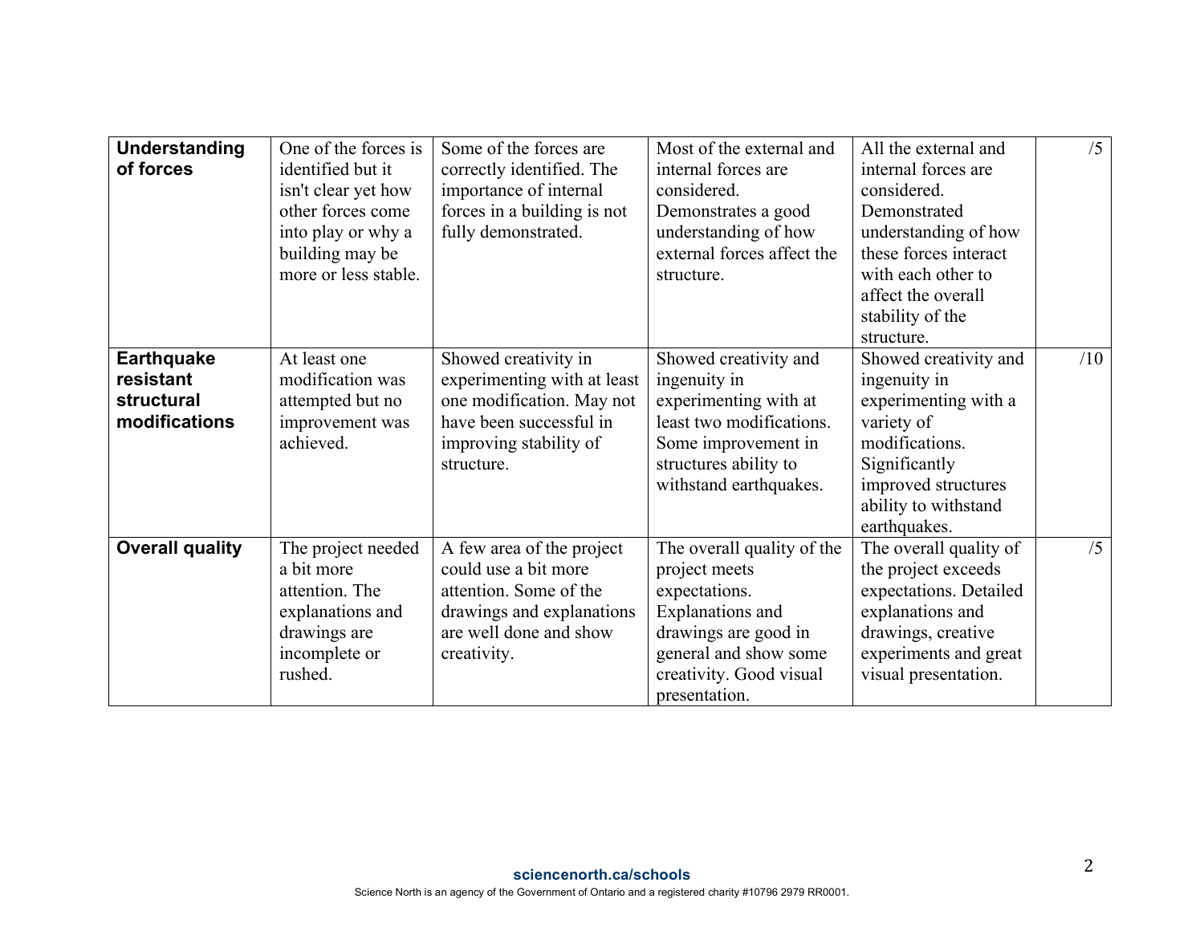| | | | | | |
|---|---|---|---|---|---|
| **Understanding of forces** | One of the forces is identified but it isn't clear yet how other forces come into play or why a building may be more or less stable. | Some of the forces are correctly identified. The importance of internal forces in a building is not fully demonstrated. | Most of the external and internal forces are considered. Demonstrates a good understanding of how external forces affect the structure. | All the external and internal forces are considered. Demonstrated understanding of how these forces interact with each other to affect the overall stability of the structure. | /5 |
| **Earthquake resistant structural modifications** | At least one modification was attempted but no improvement was achieved. | Showed creativity in experimenting with at least one modification. May not have been successful in improving stability of structure. | Showed creativity and ingenuity in experimenting with at least two modifications. Some improvement in structures ability to withstand earthquakes. | Showed creativity and ingenuity in experimenting with a variety of modifications. Significantly improved structures ability to withstand earthquakes. | /10 |
| **Overall quality** | The project needed a bit more attention. The explanations and drawings are incomplete or rushed. | A few area of the project could use a bit more attention. Some of the drawings and explanations are well done and show creativity. | The overall quality of the project meets expectations. Explanations and drawings are good in general and show some creativity. Good visual presentation. | The overall quality of the project exceeds expectations. Detailed explanations and drawings, creative experiments and great visual presentation. | /5 |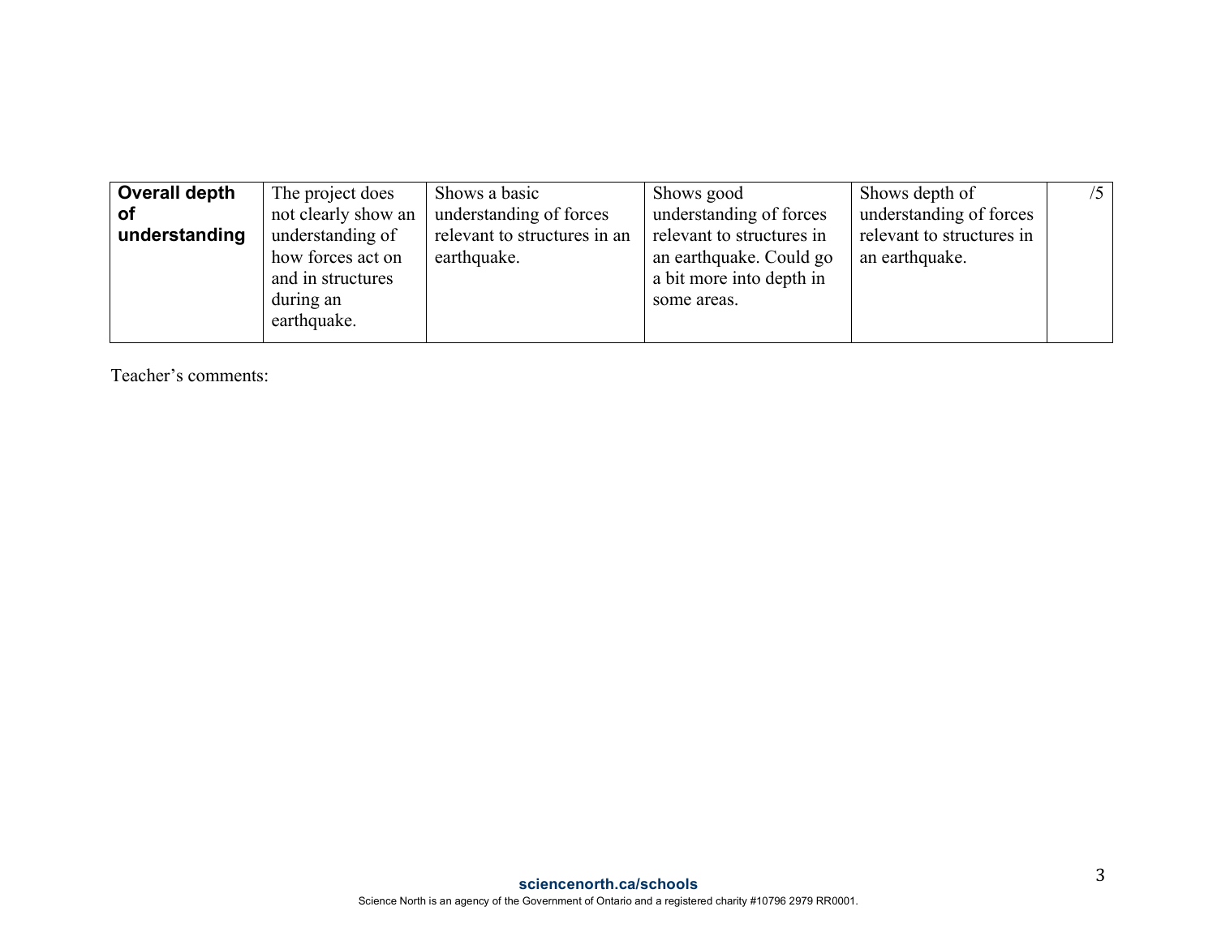| | | | | | |
|---|---|---|---|---|---|
| **Overall depth of understanding** | The project does not clearly show an understanding of how forces act on and in structures during an earthquake. | Shows a basic understanding of forces relevant to structures in an earthquake. | Shows good understanding of forces relevant to structures in an earthquake. Could go a bit more into depth in some areas. | Shows depth of understanding of forces relevant to structures in an earthquake. | /5 |

Teacher's comments:

**sciencenorth.ca/schools**
Science North is an agency of the Government of Ontario and a registered charity #10796 2979 RR0001.